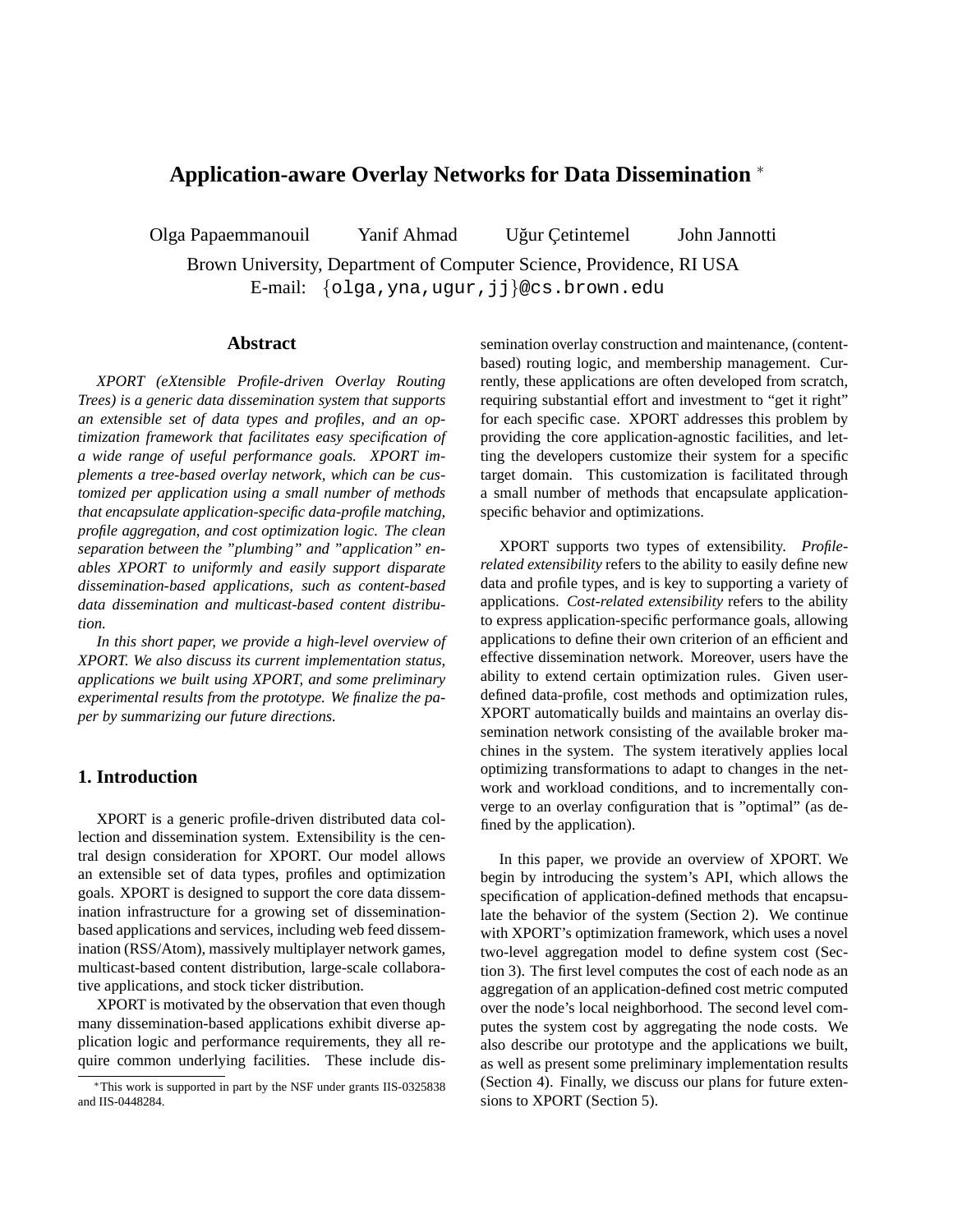# Application-aware Overlay Networks for Data Dissemination [*]

Olga Papaemmanouil  Yanif Ahmad  Uğur Çetintemel  John Jannotti

Brown University, Department of Computer Science, Providence, RI USA
E-mail: {olga,yna,ugur,jj}@cs.brown.edu

## Abstract

*XPORT (eXtensible Profile-driven Overlay Routing Trees) is a generic data dissemination system that supports an extensible set of data types and profiles, and an optimization framework that facilitates easy specification of a wide range of useful performance goals. XPORT implements a tree-based overlay network, which can be customized per application using a small number of methods that encapsulate application-specific data-profile matching, profile aggregation, and cost optimization logic. The clean separation between the "plumbing" and "application" enables XPORT to uniformly and easily support disparate dissemination-based applications, such as content-based data dissemination and multicast-based content distribution.*

*In this short paper, we provide a high-level overview of XPORT. We also discuss its current implementation status, applications we built using XPORT, and some preliminary experimental results from the prototype. We finalize the paper by summarizing our future directions.*

## 1. Introduction

XPORT is a generic profile-driven distributed data collection and dissemination system. Extensibility is the central design consideration for XPORT. Our model allows an extensible set of data types, profiles and optimization goals. XPORT is designed to support the core data dissemination infrastructure for a growing set of dissemination-based applications and services, including web feed dissemination (RSS/Atom), massively multiplayer network games, multicast-based content distribution, large-scale collaborative applications, and stock ticker distribution.

XPORT is motivated by the observation that even though many dissemination-based applications exhibit diverse application logic and performance requirements, they all require common underlying facilities. These include dissemination overlay construction and maintenance, (content-based) routing logic, and membership management. Currently, these applications are often developed from scratch, requiring substantial effort and investment to "get it right" for each specific case. XPORT addresses this problem by providing the core application-agnostic facilities, and letting the developers customize their system for a specific target domain. This customization is facilitated through a small number of methods that encapsulate application-specific behavior and optimizations.

XPORT supports two types of extensibility. *Profile-related extensibility* refers to the ability to easily define new data and profile types, and is key to supporting a variety of applications. *Cost-related extensibility* refers to the ability to express application-specific performance goals, allowing applications to define their own criterion of an efficient and effective dissemination network. Moreover, users have the ability to extend certain optimization rules. Given user-defined data-profile, cost methods and optimization rules, XPORT automatically builds and maintains an overlay dissemination network consisting of the available broker machines in the system. The system iteratively applies local optimizing transformations to adapt to changes in the network and workload conditions, and to incrementally converge to an overlay configuration that is "optimal" (as defined by the application).

In this paper, we provide an overview of XPORT. We begin by introducing the system's API, which allows the specification of application-defined methods that encapsulate the behavior of the system (Section 2). We continue with XPORT's optimization framework, which uses a novel two-level aggregation model to define system cost (Section 3). The first level computes the cost of each node as an aggregation of an application-defined cost metric computed over the node's local neighborhood. The second level computes the system cost by aggregating the node costs. We also describe our prototype and the applications we built, as well as present some preliminary implementation results (Section 4). Finally, we discuss our plans for future extensions to XPORT (Section 5).

[*] This work is supported in part by the NSF under grants IIS-0325838 and IIS-0448284.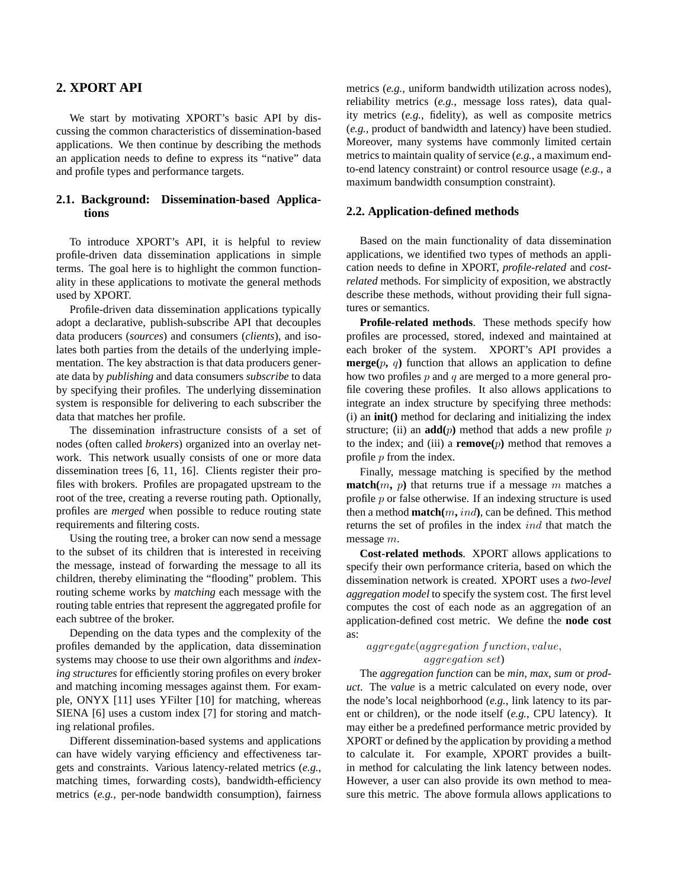## 2. XPORT API

We start by motivating XPORT's basic API by discussing the common characteristics of dissemination-based applications. We then continue by describing the methods an application needs to define to express its "native" data and profile types and performance targets.

### 2.1. Background: Dissemination-based Applications

To introduce XPORT's API, it is helpful to review profile-driven data dissemination applications in simple terms. The goal here is to highlight the common functionality in these applications to motivate the general methods used by XPORT.

Profile-driven data dissemination applications typically adopt a declarative, publish-subscribe API that decouples data producers (*sources*) and consumers (*clients*), and isolates both parties from the details of the underlying implementation. The key abstraction is that data producers generate data by *publishing* and data consumers *subscribe* to data by specifying their profiles. The underlying dissemination system is responsible for delivering to each subscriber the data that matches her profile.

The dissemination infrastructure consists of a set of nodes (often called *brokers*) organized into an overlay network. This network usually consists of one or more data dissemination trees [6, 11, 16]. Clients register their profiles with brokers. Profiles are propagated upstream to the root of the tree, creating a reverse routing path. Optionally, profiles are *merged* when possible to reduce routing state requirements and filtering costs.

Using the routing tree, a broker can now send a message to the subset of its children that is interested in receiving the message, instead of forwarding the message to all its children, thereby eliminating the "flooding" problem. This routing scheme works by *matching* each message with the routing table entries that represent the aggregated profile for each subtree of the broker.

Depending on the data types and the complexity of the profiles demanded by the application, data dissemination systems may choose to use their own algorithms and *indexing structures* for efficiently storing profiles on every broker and matching incoming messages against them. For example, ONYX [11] uses YFilter [10] for matching, whereas SIENA [6] uses a custom index [7] for storing and matching relational profiles.

Different dissemination-based systems and applications can have widely varying efficiency and effectiveness targets and constraints. Various latency-related metrics (*e.g.*, matching times, forwarding costs), bandwidth-efficiency metrics (*e.g.*, per-node bandwidth consumption), fairness metrics (*e.g.*, uniform bandwidth utilization across nodes), reliability metrics (*e.g.*, message loss rates), data quality metrics (*e.g.*, fidelity), as well as composite metrics (*e.g.*, product of bandwidth and latency) have been studied. Moreover, many systems have commonly limited certain metrics to maintain quality of service (*e.g.*, a maximum end-to-end latency constraint) or control resource usage (*e.g.*, a maximum bandwidth consumption constraint).

### 2.2. Application-defined methods

Based on the main functionality of data dissemination applications, we identified two types of methods an application needs to define in XPORT, *profile-related* and *cost-related* methods. For simplicity of exposition, we abstractly describe these methods, without providing their full signatures or semantics.

**Profile-related methods**. These methods specify how profiles are processed, stored, indexed and maintained at each broker of the system. XPORT's API provides a **merge(**$p$**,** $q$**)** function that allows an application to define how two profiles $p$ and $q$ are merged to a more general profile covering these profiles. It also allows applications to integrate an index structure by specifying three methods: (i) an **init()** method for declaring and initializing the index structure; (ii) an **add(**$p$**)** method that adds a new profile $p$ to the index; and (iii) a **remove(**$p$**)** method that removes a profile $p$ from the index.

Finally, message matching is specified by the method **match(**$m$**,** $p$**)** that returns true if a message $m$ matches a profile $p$ or false otherwise. If an indexing structure is used then a method **match(**$m$**,** $ind$**)**, can be defined. This method returns the set of profiles in the index $ind$ that match the message $m$.

**Cost-related methods**. XPORT allows applications to specify their own performance criteria, based on which the dissemination network is created. XPORT uses a *two-level aggregation model* to specify the system cost. The first level computes the cost of each node as an aggregation of an application-defined cost metric. We define the **node cost** as:

$$aggregate(aggregation\ function, value,\ aggregation\ set)$$

The *aggregation function* can be *min*, *max*, *sum* or *product*. The *value* is a metric calculated on every node, over the node's local neighborhood (*e.g.*, link latency to its parent or children), or the node itself (*e.g.*, CPU latency). It may either be a predefined performance metric provided by XPORT or defined by the application by providing a method to calculate it. For example, XPORT provides a built-in method for calculating the link latency between nodes. However, a user can also provide its own method to measure this metric. The above formula allows applications to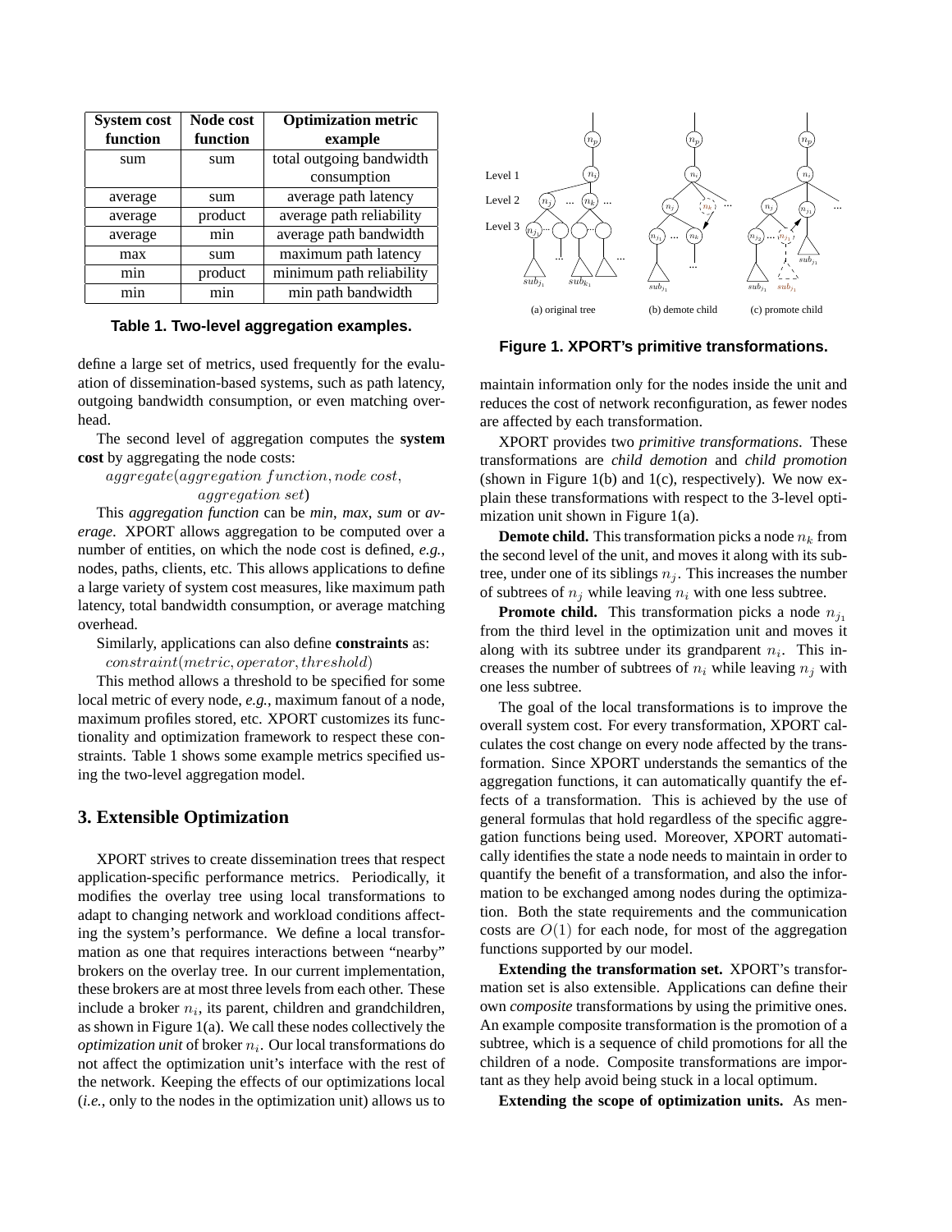| System cost function | Node cost function | Optimization metric example |
|---|---|---|
| sum | sum | total outgoing bandwidth consumption |
| average | sum | average path latency |
| average | product | average path reliability |
| average | min | average path bandwidth |
| max | sum | maximum path latency |
| min | product | minimum path reliability |
| min | min | min path bandwidth |

**Table 1. Two-level aggregation examples.**

define a large set of metrics, used frequently for the evaluation of dissemination-based systems, such as path latency, outgoing bandwidth consumption, or even matching overhead.

The second level of aggregation computes the **system cost** by aggregating the node costs:

$$aggregate(aggregation\ function, node\ cost, aggregation\ set)$$

This *aggregation function* can be *min*, *max*, *sum* or *average*. XPORT allows aggregation to be computed over a number of entities, on which the node cost is defined, *e.g.*, nodes, paths, clients, etc. This allows applications to define a large variety of system cost measures, like maximum path latency, total bandwidth consumption, or average matching overhead.

Similarly, applications can also define **constraints** as:

$$constraint(metric, operator, threshold)$$

This method allows a threshold to be specified for some local metric of every node, *e.g.*, maximum fanout of a node, maximum profiles stored, etc. XPORT customizes its functionality and optimization framework to respect these constraints. Table 1 shows some example metrics specified using the two-level aggregation model.

## 3. Extensible Optimization

XPORT strives to create dissemination trees that respect application-specific performance metrics. Periodically, it modifies the overlay tree using local transformations to adapt to changing network and workload conditions affecting the system's performance. We define a local transformation as one that requires interactions between "nearby" brokers on the overlay tree. In our current implementation, these brokers are at most three levels from each other. These include a broker $n_i$, its parent, children and grandchildren, as shown in Figure 1(a). We call these nodes collectively the *optimization unit* of broker $n_i$. Our local transformations do not affect the optimization unit's interface with the rest of the network. Keeping the effects of our optimizations local (*i.e.*, only to the nodes in the optimization unit) allows us to maintain information only for the nodes inside the unit and reduces the cost of network reconfiguration, as fewer nodes are affected by each transformation.

(a) original tree (b) demote child (c) promote child

**Figure 1. XPORT's primitive transformations.**

XPORT provides two *primitive transformations*. These transformations are *child demotion* and *child promotion* (shown in Figure 1(b) and 1(c), respectively). We now explain these transformations with respect to the 3-level optimization unit shown in Figure 1(a).

**Demote child.** This transformation picks a node $n_k$ from the second level of the unit, and moves it along with its subtree, under one of its siblings $n_j$. This increases the number of subtrees of $n_j$ while leaving $n_i$ with one less subtree.

**Promote child.** This transformation picks a node $n_{j_1}$ from the third level in the optimization unit and moves it along with its subtree under its grandparent $n_i$. This increases the number of subtrees of $n_i$ while leaving $n_j$ with one less subtree.

The goal of the local transformations is to improve the overall system cost. For every transformation, XPORT calculates the cost change on every node affected by the transformation. Since XPORT understands the semantics of the aggregation functions, it can automatically quantify the effects of a transformation. This is achieved by the use of general formulas that hold regardless of the specific aggregation functions being used. Moreover, XPORT automatically identifies the state a node needs to maintain in order to quantify the benefit of a transformation, and also the information to be exchanged among nodes during the optimization. Both the state requirements and the communication costs are $O(1)$ for each node, for most of the aggregation functions supported by our model.

**Extending the transformation set.** XPORT's transformation set is also extensible. Applications can define their own *composite* transformations by using the primitive ones. An example composite transformation is the promotion of a subtree, which is a sequence of child promotions for all the children of a node. Composite transformations are important as they help avoid being stuck in a local optimum.

**Extending the scope of optimization units.** As men-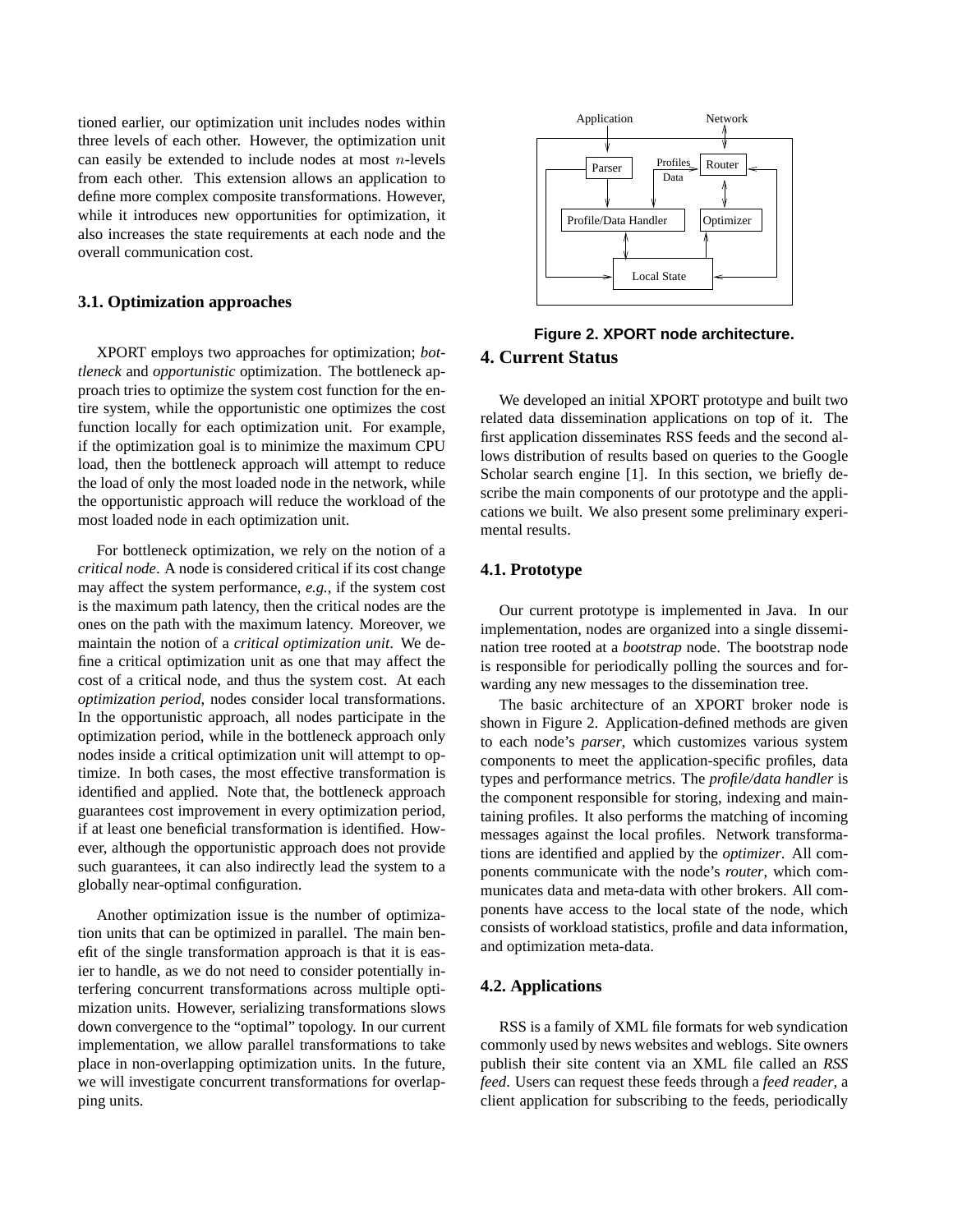tioned earlier, our optimization unit includes nodes within three levels of each other. However, the optimization unit can easily be extended to include nodes at most $n$-levels from each other. This extension allows an application to define more complex composite transformations. However, while it introduces new opportunities for optimization, it also increases the state requirements at each node and the overall communication cost.

### 3.1. Optimization approaches

XPORT employs two approaches for optimization; *bottleneck* and *opportunistic* optimization. The bottleneck approach tries to optimize the system cost function for the entire system, while the opportunistic one optimizes the cost function locally for each optimization unit. For example, if the optimization goal is to minimize the maximum CPU load, then the bottleneck approach will attempt to reduce the load of only the most loaded node in the network, while the opportunistic approach will reduce the workload of the most loaded node in each optimization unit.

For bottleneck optimization, we rely on the notion of a *critical node*. A node is considered critical if its cost change may affect the system performance, *e.g.*, if the system cost is the maximum path latency, then the critical nodes are the ones on the path with the maximum latency. Moreover, we maintain the notion of a *critical optimization unit*. We define a critical optimization unit as one that may affect the cost of a critical node, and thus the system cost. At each *optimization period*, nodes consider local transformations. In the opportunistic approach, all nodes participate in the optimization period, while in the bottleneck approach only nodes inside a critical optimization unit will attempt to optimize. In both cases, the most effective transformation is identified and applied. Note that, the bottleneck approach guarantees cost improvement in every optimization period, if at least one beneficial transformation is identified. However, although the opportunistic approach does not provide such guarantees, it can also indirectly lead the system to a globally near-optimal configuration.

Another optimization issue is the number of optimization units that can be optimized in parallel. The main benefit of the single transformation approach is that it is easier to handle, as we do not need to consider potentially interfering concurrent transformations across multiple optimization units. However, serializing transformations slows down convergence to the "optimal" topology. In our current implementation, we allow parallel transformations to take place in non-overlapping optimization units. In the future, we will investigate concurrent transformations for overlapping units.

Application, Network, Parser, Profiles, Data, Router, Profile/Data Handler, Optimizer, Local State

**Figure 2. XPORT node architecture.**

## 4. Current Status

We developed an initial XPORT prototype and built two related data dissemination applications on top of it. The first application disseminates RSS feeds and the second allows distribution of results based on queries to the Google Scholar search engine [1]. In this section, we briefly describe the main components of our prototype and the applications we built. We also present some preliminary experimental results.

### 4.1. Prototype

Our current prototype is implemented in Java. In our implementation, nodes are organized into a single dissemination tree rooted at a *bootstrap* node. The bootstrap node is responsible for periodically polling the sources and forwarding any new messages to the dissemination tree.

The basic architecture of an XPORT broker node is shown in Figure 2. Application-defined methods are given to each node's *parser*, which customizes various system components to meet the application-specific profiles, data types and performance metrics. The *profile/data handler* is the component responsible for storing, indexing and maintaining profiles. It also performs the matching of incoming messages against the local profiles. Network transformations are identified and applied by the *optimizer*. All components communicate with the node's *router*, which communicates data and meta-data with other brokers. All components have access to the local state of the node, which consists of workload statistics, profile and data information, and optimization meta-data.

### 4.2. Applications

RSS is a family of XML file formats for web syndication commonly used by news websites and weblogs. Site owners publish their site content via an XML file called an *RSS feed*. Users can request these feeds through a *feed reader*, a client application for subscribing to the feeds, periodically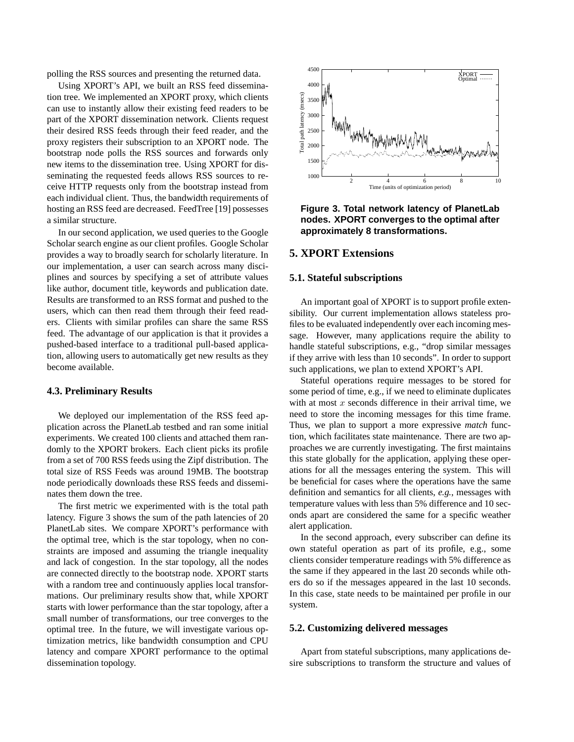polling the RSS sources and presenting the returned data.

Using XPORT's API, we built an RSS feed dissemination tree. We implemented an XPORT proxy, which clients can use to instantly allow their existing feed readers to be part of the XPORT dissemination network. Clients request their desired RSS feeds through their feed reader, and the proxy registers their subscription to an XPORT node. The bootstrap node polls the RSS sources and forwards only new items to the dissemination tree. Using XPORT for disseminating the requested feeds allows RSS sources to receive HTTP requests only from the bootstrap instead from each individual client. Thus, the bandwidth requirements of hosting an RSS feed are decreased. FeedTree [19] possesses a similar structure.

In our second application, we used queries to the Google Scholar search engine as our client profiles. Google Scholar provides a way to broadly search for scholarly literature. In our implementation, a user can search across many disciplines and sources by specifying a set of attribute values like author, document title, keywords and publication date. Results are transformed to an RSS format and pushed to the users, which can then read them through their feed readers. Clients with similar profiles can share the same RSS feed. The advantage of our application is that it provides a pushed-based interface to a traditional pull-based application, allowing users to automatically get new results as they become available.

### 4.3. Preliminary Results

We deployed our implementation of the RSS feed application across the PlanetLab testbed and ran some initial experiments. We created 100 clients and attached them randomly to the XPORT brokers. Each client picks its profile from a set of 700 RSS feeds using the Zipf distribution. The total size of RSS Feeds was around 19MB. The bootstrap node periodically downloads these RSS feeds and disseminates them down the tree.

The first metric we experimented with is the total path latency. Figure 3 shows the sum of the path latencies of 20 PlanetLab sites. We compare XPORT's performance with the optimal tree, which is the star topology, when no constraints are imposed and assuming the triangle inequality and lack of congestion. In the star topology, all the nodes are connected directly to the bootstrap node. XPORT starts with a random tree and continuously applies local transformations. Our preliminary results show that, while XPORT starts with lower performance than the star topology, after a small number of transformations, our tree converges to the optimal tree. In the future, we will investigate various optimization metrics, like bandwidth consumption and CPU latency and compare XPORT performance to the optimal dissemination topology.

**Figure 3. Total network latency of PlanetLab nodes. XPORT converges to the optimal after approximately 8 transformations.**

## 5. XPORT Extensions

### 5.1. Stateful subscriptions

An important goal of XPORT is to support profile extensibility. Our current implementation allows stateless profiles to be evaluated independently over each incoming message. However, many applications require the ability to handle stateful subscriptions, e.g., "drop similar messages if they arrive with less than 10 seconds". In order to support such applications, we plan to extend XPORT's API.

Stateful operations require messages to be stored for some period of time, e.g., if we need to eliminate duplicates with at most $x$ seconds difference in their arrival time, we need to store the incoming messages for this time frame. Thus, we plan to support a more expressive *match* function, which facilitates state maintenance. There are two approaches we are currently investigating. The first maintains this state globally for the application, applying these operations for all the messages entering the system. This will be beneficial for cases where the operations have the same definition and semantics for all clients, *e.g.*, messages with temperature values with less than 5% difference and 10 seconds apart are considered the same for a specific weather alert application.

In the second approach, every subscriber can define its own stateful operation as part of its profile, e.g., some clients consider temperature readings with 5% difference as the same if they appeared in the last 20 seconds while others do so if the messages appeared in the last 10 seconds. In this case, state needs to be maintained per profile in our system.

### 5.2. Customizing delivered messages

Apart from stateful subscriptions, many applications desire subscriptions to transform the structure and values of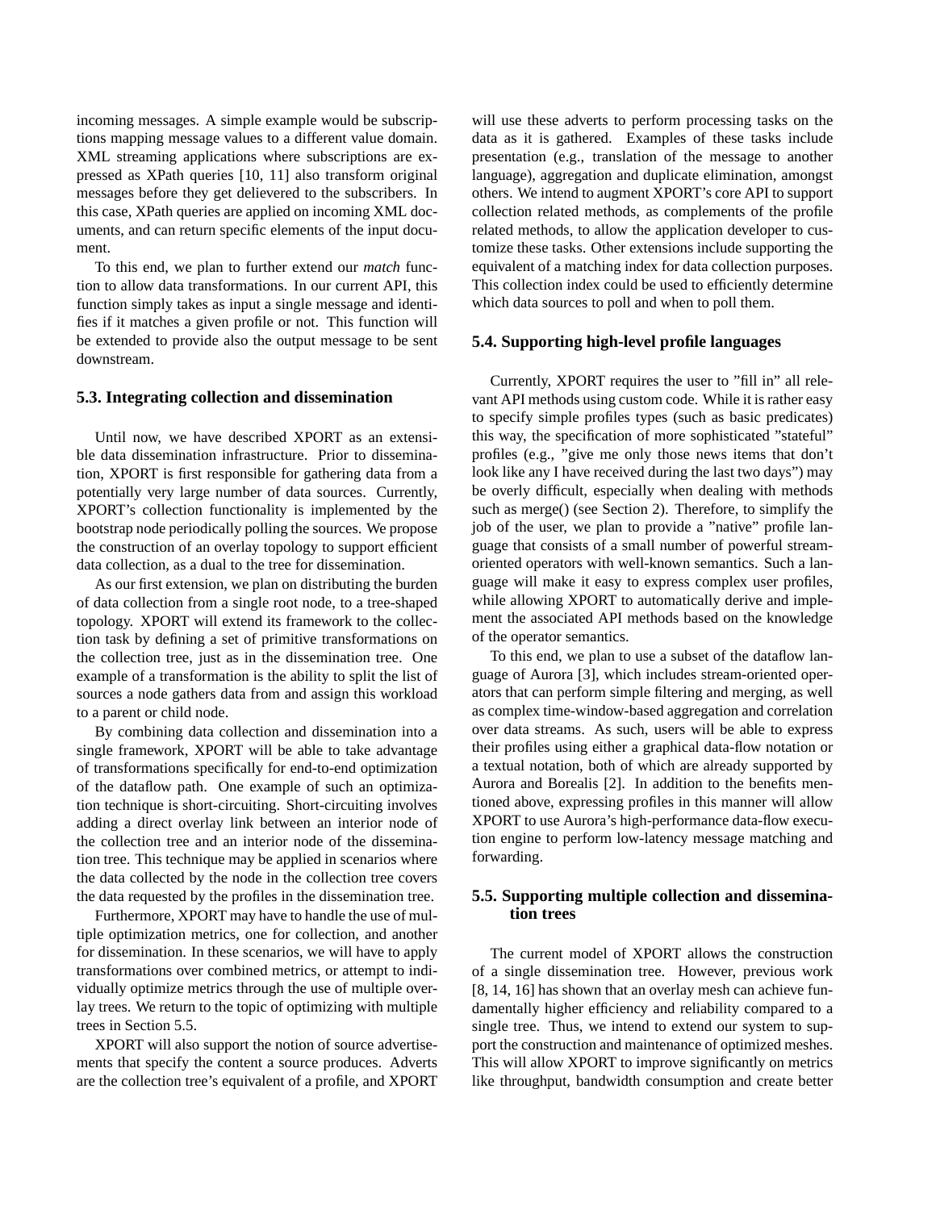incoming messages. A simple example would be subscriptions mapping message values to a different value domain. XML streaming applications where subscriptions are expressed as XPath queries [10, 11] also transform original messages before they get delievered to the subscribers. In this case, XPath queries are applied on incoming XML documents, and can return specific elements of the input document.

To this end, we plan to further extend our *match* function to allow data transformations. In our current API, this function simply takes as input a single message and identifies if it matches a given profile or not. This function will be extended to provide also the output message to be sent downstream.

### 5.3. Integrating collection and dissemination

Until now, we have described XPORT as an extensible data dissemination infrastructure. Prior to dissemination, XPORT is first responsible for gathering data from a potentially very large number of data sources. Currently, XPORT's collection functionality is implemented by the bootstrap node periodically polling the sources. We propose the construction of an overlay topology to support efficient data collection, as a dual to the tree for dissemination.

As our first extension, we plan on distributing the burden of data collection from a single root node, to a tree-shaped topology. XPORT will extend its framework to the collection task by defining a set of primitive transformations on the collection tree, just as in the dissemination tree. One example of a transformation is the ability to split the list of sources a node gathers data from and assign this workload to a parent or child node.

By combining data collection and dissemination into a single framework, XPORT will be able to take advantage of transformations specifically for end-to-end optimization of the dataflow path. One example of such an optimization technique is short-circuiting. Short-circuiting involves adding a direct overlay link between an interior node of the collection tree and an interior node of the dissemination tree. This technique may be applied in scenarios where the data collected by the node in the collection tree covers the data requested by the profiles in the dissemination tree.

Furthermore, XPORT may have to handle the use of multiple optimization metrics, one for collection, and another for dissemination. In these scenarios, we will have to apply transformations over combined metrics, or attempt to individually optimize metrics through the use of multiple overlay trees. We return to the topic of optimizing with multiple trees in Section 5.5.

XPORT will also support the notion of source advertisements that specify the content a source produces. Adverts are the collection tree's equivalent of a profile, and XPORT will use these adverts to perform processing tasks on the data as it is gathered. Examples of these tasks include presentation (e.g., translation of the message to another language), aggregation and duplicate elimination, amongst others. We intend to augment XPORT's core API to support collection related methods, as complements of the profile related methods, to allow the application developer to customize these tasks. Other extensions include supporting the equivalent of a matching index for data collection purposes. This collection index could be used to efficiently determine which data sources to poll and when to poll them.

### 5.4. Supporting high-level profile languages

Currently, XPORT requires the user to "fill in" all relevant API methods using custom code. While it is rather easy to specify simple profiles types (such as basic predicates) this way, the specification of more sophisticated "stateful" profiles (e.g., "give me only those news items that don't look like any I have received during the last two days") may be overly difficult, especially when dealing with methods such as merge() (see Section 2). Therefore, to simplify the job of the user, we plan to provide a "native" profile language that consists of a small number of powerful stream-oriented operators with well-known semantics. Such a language will make it easy to express complex user profiles, while allowing XPORT to automatically derive and implement the associated API methods based on the knowledge of the operator semantics.

To this end, we plan to use a subset of the dataflow language of Aurora [3], which includes stream-oriented operators that can perform simple filtering and merging, as well as complex time-window-based aggregation and correlation over data streams. As such, users will be able to express their profiles using either a graphical data-flow notation or a textual notation, both of which are already supported by Aurora and Borealis [2]. In addition to the benefits mentioned above, expressing profiles in this manner will allow XPORT to use Aurora's high-performance data-flow execution engine to perform low-latency message matching and forwarding.

### 5.5. Supporting multiple collection and dissemination trees

The current model of XPORT allows the construction of a single dissemination tree. However, previous work [8, 14, 16] has shown that an overlay mesh can achieve fundamentally higher efficiency and reliability compared to a single tree. Thus, we intend to extend our system to support the construction and maintenance of optimized meshes. This will allow XPORT to improve significantly on metrics like throughput, bandwidth consumption and create better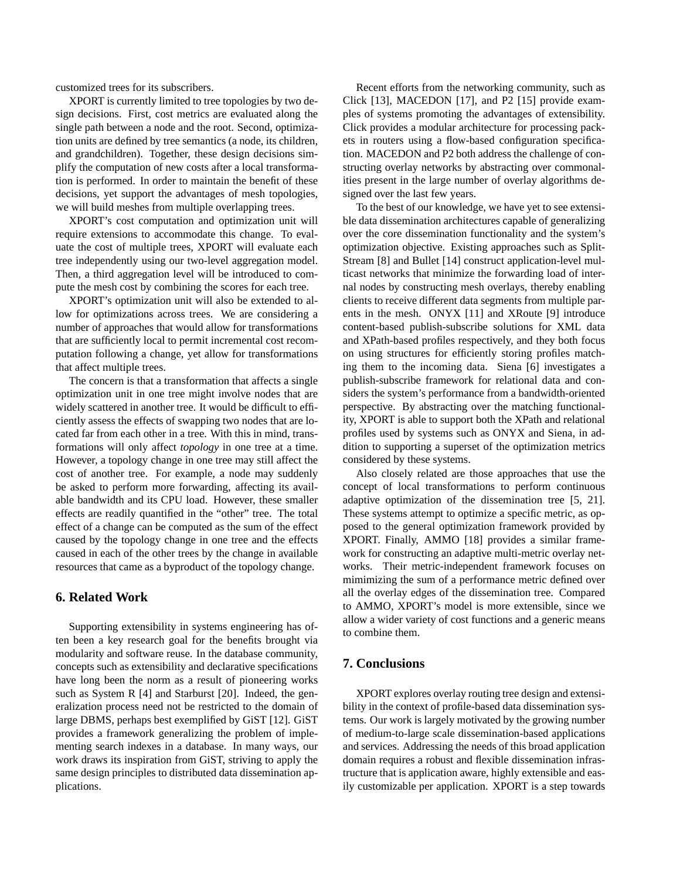customized trees for its subscribers.

XPORT is currently limited to tree topologies by two design decisions. First, cost metrics are evaluated along the single path between a node and the root. Second, optimization units are defined by tree semantics (a node, its children, and grandchildren). Together, these design decisions simplify the computation of new costs after a local transformation is performed. In order to maintain the benefit of these decisions, yet support the advantages of mesh topologies, we will build meshes from multiple overlapping trees.

XPORT's cost computation and optimization unit will require extensions to accommodate this change. To evaluate the cost of multiple trees, XPORT will evaluate each tree independently using our two-level aggregation model. Then, a third aggregation level will be introduced to compute the mesh cost by combining the scores for each tree.

XPORT's optimization unit will also be extended to allow for optimizations across trees. We are considering a number of approaches that would allow for transformations that are sufficiently local to permit incremental cost recomputation following a change, yet allow for transformations that affect multiple trees.

The concern is that a transformation that affects a single optimization unit in one tree might involve nodes that are widely scattered in another tree. It would be difficult to efficiently assess the effects of swapping two nodes that are located far from each other in a tree. With this in mind, transformations will only affect *topology* in one tree at a time. However, a topology change in one tree may still affect the cost of another tree. For example, a node may suddenly be asked to perform more forwarding, affecting its available bandwidth and its CPU load. However, these smaller effects are readily quantified in the "other" tree. The total effect of a change can be computed as the sum of the effect caused by the topology change in one tree and the effects caused in each of the other trees by the change in available resources that came as a byproduct of the topology change.

## 6. Related Work

Supporting extensibility in systems engineering has often been a key research goal for the benefits brought via modularity and software reuse. In the database community, concepts such as extensibility and declarative specifications have long been the norm as a result of pioneering works such as System R [4] and Starburst [20]. Indeed, the generalization process need not be restricted to the domain of large DBMS, perhaps best exemplified by GiST [12]. GiST provides a framework generalizing the problem of implementing search indexes in a database. In many ways, our work draws its inspiration from GiST, striving to apply the same design principles to distributed data dissemination applications.

Recent efforts from the networking community, such as Click [13], MACEDON [17], and P2 [15] provide examples of systems promoting the advantages of extensibility. Click provides a modular architecture for processing packets in routers using a flow-based configuration specification. MACEDON and P2 both address the challenge of constructing overlay networks by abstracting over commonalities present in the large number of overlay algorithms designed over the last few years.

To the best of our knowledge, we have yet to see extensible data dissemination architectures capable of generalizing over the core dissemination functionality and the system's optimization objective. Existing approaches such as SplitStream [8] and Bullet [14] construct application-level multicast networks that minimize the forwarding load of internal nodes by constructing mesh overlays, thereby enabling clients to receive different data segments from multiple parents in the mesh. ONYX [11] and XRoute [9] introduce content-based publish-subscribe solutions for XML data and XPath-based profiles respectively, and they both focus on using structures for efficiently storing profiles matching them to the incoming data. Siena [6] investigates a publish-subscribe framework for relational data and considers the system's performance from a bandwidth-oriented perspective. By abstracting over the matching functionality, XPORT is able to support both the XPath and relational profiles used by systems such as ONYX and Siena, in addition to supporting a superset of the optimization metrics considered by these systems.

Also closely related are those approaches that use the concept of local transformations to perform continuous adaptive optimization of the dissemination tree [5, 21]. These systems attempt to optimize a specific metric, as opposed to the general optimization framework provided by XPORT. Finally, AMMO [18] provides a similar framework for constructing an adaptive multi-metric overlay networks. Their metric-independent framework focuses on mimimizing the sum of a performance metric defined over all the overlay edges of the dissemination tree. Compared to AMMO, XPORT's model is more extensible, since we allow a wider variety of cost functions and a generic means to combine them.

## 7. Conclusions

XPORT explores overlay routing tree design and extensibility in the context of profile-based data dissemination systems. Our work is largely motivated by the growing number of medium-to-large scale dissemination-based applications and services. Addressing the needs of this broad application domain requires a robust and flexible dissemination infrastructure that is application aware, highly extensible and easily customizable per application. XPORT is a step towards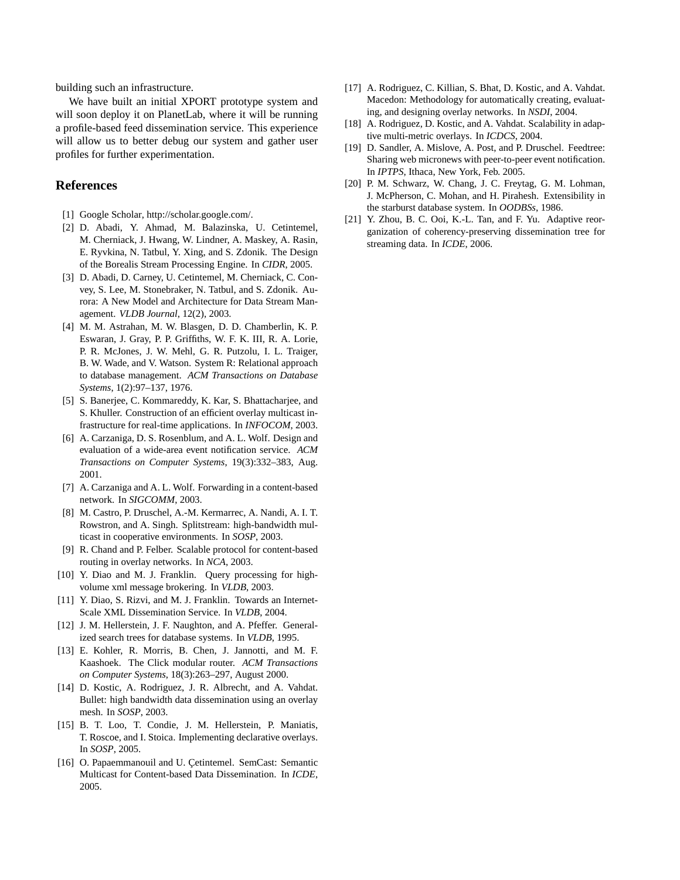building such an infrastructure.

We have built an initial XPORT prototype system and will soon deploy it on PlanetLab, where it will be running a profile-based feed dissemination service. This experience will allow us to better debug our system and gather user profiles for further experimentation.

## References

[1] Google Scholar, http://scholar.google.com/.

[2] D. Abadi, Y. Ahmad, M. Balazinska, U. Cetintemel, M. Cherniack, J. Hwang, W. Lindner, A. Maskey, A. Rasin, E. Ryvkina, N. Tatbul, Y. Xing, and S. Zdonik. The Design of the Borealis Stream Processing Engine. In *CIDR*, 2005.

[3] D. Abadi, D. Carney, U. Cetintemel, M. Cherniack, C. Convey, S. Lee, M. Stonebraker, N. Tatbul, and S. Zdonik. Aurora: A New Model and Architecture for Data Stream Management. *VLDB Journal*, 12(2), 2003.

[4] M. M. Astrahan, M. W. Blasgen, D. D. Chamberlin, K. P. Eswaran, J. Gray, P. P. Griffiths, W. F. K. III, R. A. Lorie, P. R. McJones, J. W. Mehl, G. R. Putzolu, I. L. Traiger, B. W. Wade, and V. Watson. System R: Relational approach to database management. *ACM Transactions on Database Systems*, 1(2):97–137, 1976.

[5] S. Banerjee, C. Kommareddy, K. Kar, S. Bhattacharjee, and S. Khuller. Construction of an efficient overlay multicast infrastructure for real-time applications. In *INFOCOM*, 2003.

[6] A. Carzaniga, D. S. Rosenblum, and A. L. Wolf. Design and evaluation of a wide-area event notification service. *ACM Transactions on Computer Systems*, 19(3):332–383, Aug. 2001.

[7] A. Carzaniga and A. L. Wolf. Forwarding in a content-based network. In *SIGCOMM*, 2003.

[8] M. Castro, P. Druschel, A.-M. Kermarrec, A. Nandi, A. I. T. Rowstron, and A. Singh. Splitstream: high-bandwidth multicast in cooperative environments. In *SOSP*, 2003.

[9] R. Chand and P. Felber. Scalable protocol for content-based routing in overlay networks. In *NCA*, 2003.

[10] Y. Diao and M. J. Franklin. Query processing for high-volume xml message brokering. In *VLDB*, 2003.

[11] Y. Diao, S. Rizvi, and M. J. Franklin. Towards an Internet-Scale XML Dissemination Service. In *VLDB*, 2004.

[12] J. M. Hellerstein, J. F. Naughton, and A. Pfeffer. Generalized search trees for database systems. In *VLDB*, 1995.

[13] E. Kohler, R. Morris, B. Chen, J. Jannotti, and M. F. Kaashoek. The Click modular router. *ACM Transactions on Computer Systems*, 18(3):263–297, August 2000.

[14] D. Kostic, A. Rodriguez, J. R. Albrecht, and A. Vahdat. Bullet: high bandwidth data dissemination using an overlay mesh. In *SOSP*, 2003.

[15] B. T. Loo, T. Condie, J. M. Hellerstein, P. Maniatis, T. Roscoe, and I. Stoica. Implementing declarative overlays. In *SOSP*, 2005.

[16] O. Papaemmanouil and U. Çetintemel. SemCast: Semantic Multicast for Content-based Data Dissemination. In *ICDE*, 2005.

[17] A. Rodriguez, C. Killian, S. Bhat, D. Kostic, and A. Vahdat. Macedon: Methodology for automatically creating, evaluating, and designing overlay networks. In *NSDI*, 2004.

[18] A. Rodriguez, D. Kostic, and A. Vahdat. Scalability in adaptive multi-metric overlays. In *ICDCS*, 2004.

[19] D. Sandler, A. Mislove, A. Post, and P. Druschel. Feedtree: Sharing web micronews with peer-to-peer event notification. In *IPTPS*, Ithaca, New York, Feb. 2005.

[20] P. M. Schwarz, W. Chang, J. C. Freytag, G. M. Lohman, J. McPherson, C. Mohan, and H. Pirahesh. Extensibility in the starburst database system. In *OODBSs*, 1986.

[21] Y. Zhou, B. C. Ooi, K.-L. Tan, and F. Yu. Adaptive reorganization of coherency-preserving dissemination tree for streaming data. In *ICDE*, 2006.